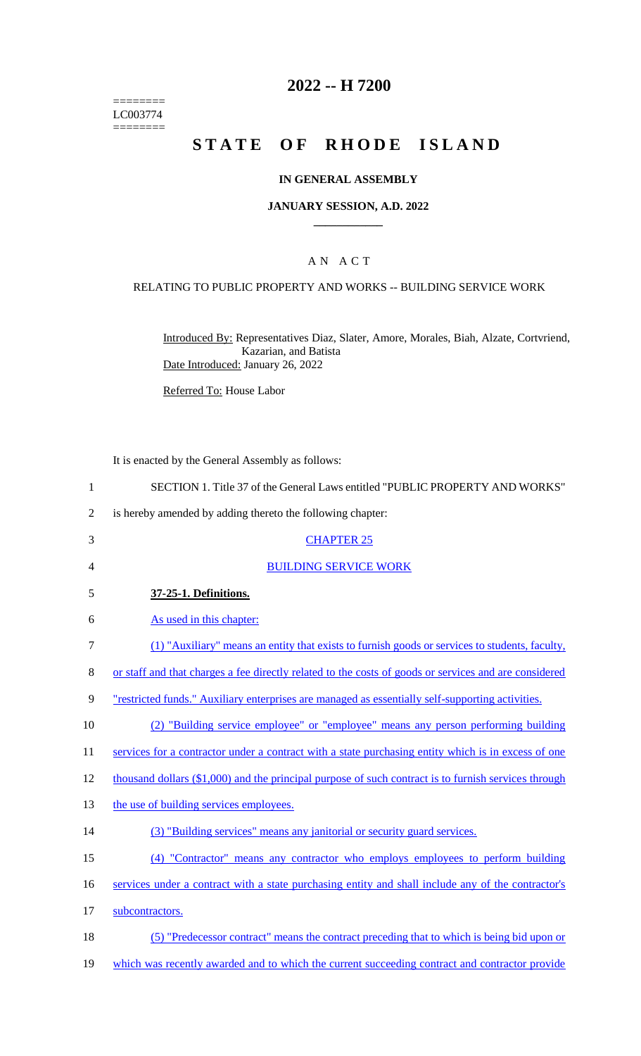========
LC003774
========

# 2022 -- H 7200

# STATE OF RHODE ISLAND

## IN GENERAL ASSEMBLY

### JANUARY SESSION, A.D. 2022

## A N A C T

### RELATING TO PUBLIC PROPERTY AND WORKS -- BUILDING SERVICE WORK

Introduced By: Representatives Diaz, Slater, Amore, Morales, Biah, Alzate, Cortvriend, Kazarian, and Batista
Date Introduced: January 26, 2022

Referred To: House Labor

It is enacted by the General Assembly as follows:

1 SECTION 1. Title 37 of the General Laws entitled "PUBLIC PROPERTY AND WORKS"
2 is hereby amended by adding thereto the following chapter:

3 CHAPTER 25

4 BUILDING SERVICE WORK

5 **37-25-1. Definitions.**

6 As used in this chapter:

7 (1) "Auxiliary" means an entity that exists to furnish goods or services to students, faculty,
8 or staff and that charges a fee directly related to the costs of goods or services and are considered
9 "restricted funds." Auxiliary enterprises are managed as essentially self-supporting activities.

10 (2) "Building service employee" or "employee" means any person performing building
11 services for a contractor under a contract with a state purchasing entity which is in excess of one
12 thousand dollars ($1,000) and the principal purpose of such contract is to furnish services through
13 the use of building services employees.

14 (3) "Building services" means any janitorial or security guard services.

15 (4) "Contractor" means any contractor who employs employees to perform building
16 services under a contract with a state purchasing entity and shall include any of the contractor's
17 subcontractors.

18 (5) "Predecessor contract" means the contract preceding that to which is being bid upon or
19 which was recently awarded and to which the current succeeding contract and contractor provide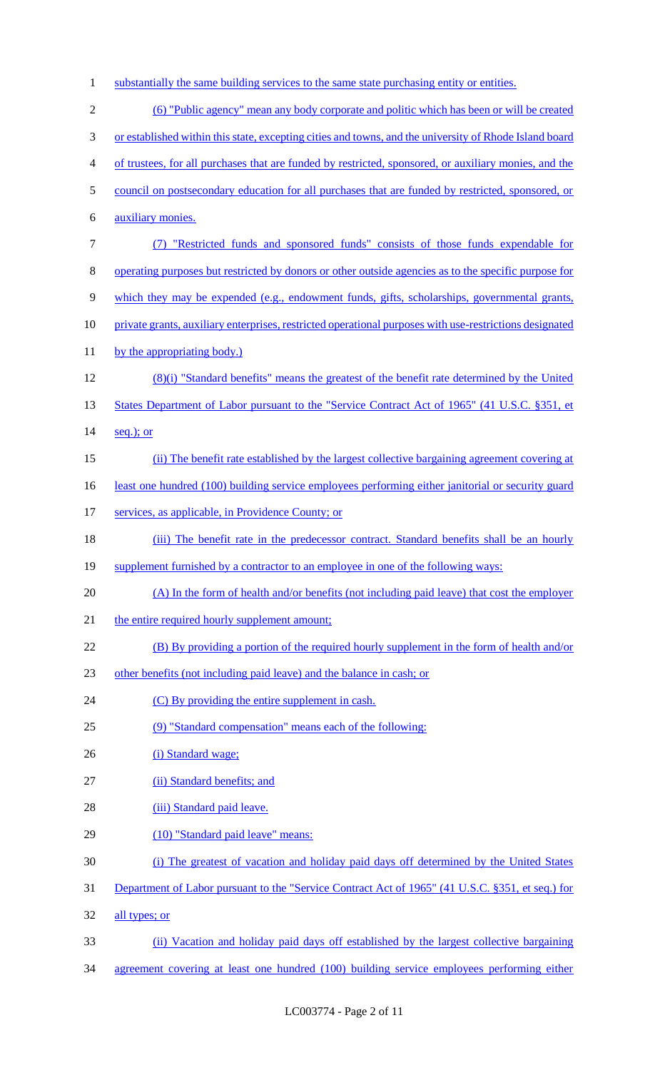substantially the same building services to the same state purchasing entity or entities.

(6) "Public agency" mean any body corporate and politic which has been or will be created or established within this state, excepting cities and towns, and the university of Rhode Island board of trustees, for all purchases that are funded by restricted, sponsored, or auxiliary monies, and the council on postsecondary education for all purchases that are funded by restricted, sponsored, or auxiliary monies.

(7) "Restricted funds and sponsored funds" consists of those funds expendable for operating purposes but restricted by donors or other outside agencies as to the specific purpose for which they may be expended (e.g., endowment funds, gifts, scholarships, governmental grants, private grants, auxiliary enterprises, restricted operational purposes with use-restrictions designated by the appropriating body.)

(8)(i) "Standard benefits" means the greatest of the benefit rate determined by the United States Department of Labor pursuant to the "Service Contract Act of 1965" (41 U.S.C. §351, et seq.); or

(ii) The benefit rate established by the largest collective bargaining agreement covering at least one hundred (100) building service employees performing either janitorial or security guard services, as applicable, in Providence County; or

(iii) The benefit rate in the predecessor contract. Standard benefits shall be an hourly supplement furnished by a contractor to an employee in one of the following ways:

(A) In the form of health and/or benefits (not including paid leave) that cost the employer the entire required hourly supplement amount;

(B) By providing a portion of the required hourly supplement in the form of health and/or other benefits (not including paid leave) and the balance in cash; or

(C) By providing the entire supplement in cash.

(9) "Standard compensation" means each of the following:

(i) Standard wage;

(ii) Standard benefits; and

(iii) Standard paid leave.

(10) "Standard paid leave" means:

(i) The greatest of vacation and holiday paid days off determined by the United States Department of Labor pursuant to the "Service Contract Act of 1965" (41 U.S.C. §351, et seq.) for all types; or

(ii) Vacation and holiday paid days off established by the largest collective bargaining agreement covering at least one hundred (100) building service employees performing either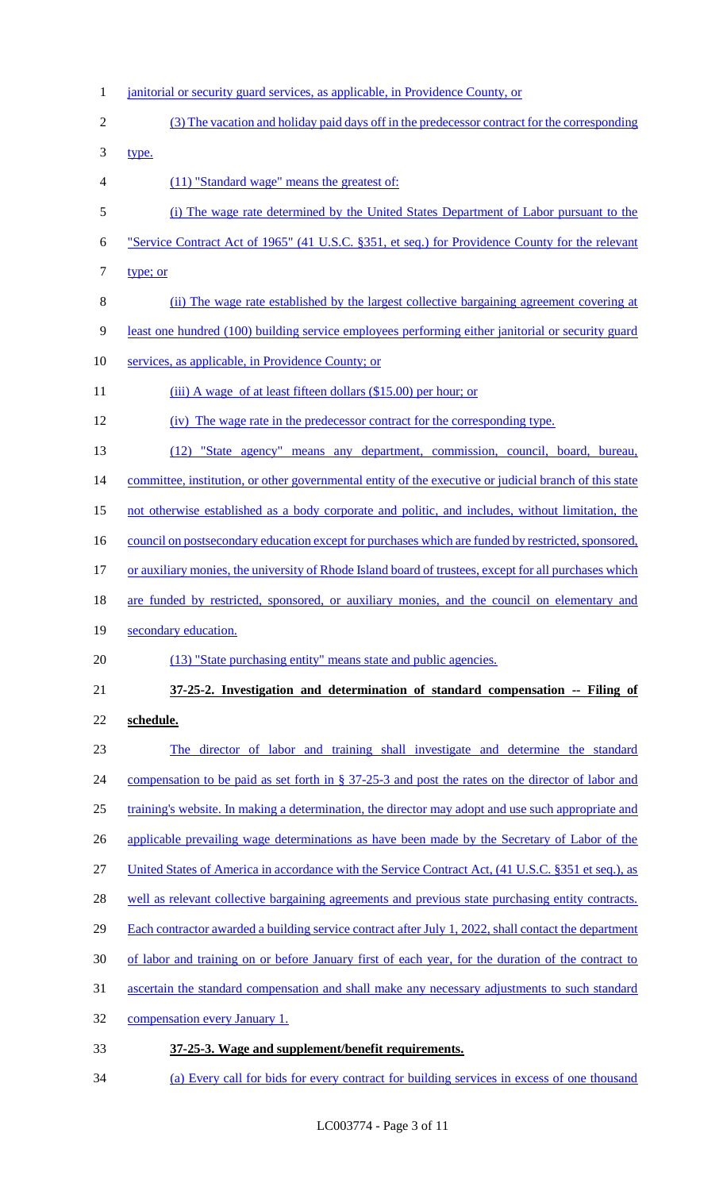janitorial or security guard services, as applicable, in Providence County, or

(3) The vacation and holiday paid days off in the predecessor contract for the corresponding type.

(11) "Standard wage" means the greatest of:

(i) The wage rate determined by the United States Department of Labor pursuant to the "Service Contract Act of 1965" (41 U.S.C. §351, et seq.) for Providence County for the relevant type; or

(ii) The wage rate established by the largest collective bargaining agreement covering at least one hundred (100) building service employees performing either janitorial or security guard services, as applicable, in Providence County; or

(iii) A wage of at least fifteen dollars ($15.00) per hour; or

(iv) The wage rate in the predecessor contract for the corresponding type.

(12) "State agency" means any department, commission, council, board, bureau, committee, institution, or other governmental entity of the executive or judicial branch of this state not otherwise established as a body corporate and politic, and includes, without limitation, the council on postsecondary education except for purchases which are funded by restricted, sponsored, or auxiliary monies, the university of Rhode Island board of trustees, except for all purchases which are funded by restricted, sponsored, or auxiliary monies, and the council on elementary and secondary education.

(13) "State purchasing entity" means state and public agencies.

**37-25-2. Investigation and determination of standard compensation -- Filing of schedule.**

The director of labor and training shall investigate and determine the standard compensation to be paid as set forth in § 37-25-3 and post the rates on the director of labor and training's website. In making a determination, the director may adopt and use such appropriate and applicable prevailing wage determinations as have been made by the Secretary of Labor of the United States of America in accordance with the Service Contract Act, (41 U.S.C. §351 et seq.), as well as relevant collective bargaining agreements and previous state purchasing entity contracts. Each contractor awarded a building service contract after July 1, 2022, shall contact the department of labor and training on or before January first of each year, for the duration of the contract to ascertain the standard compensation and shall make any necessary adjustments to such standard compensation every January 1.

**37-25-3. Wage and supplement/benefit requirements.**

(a) Every call for bids for every contract for building services in excess of one thousand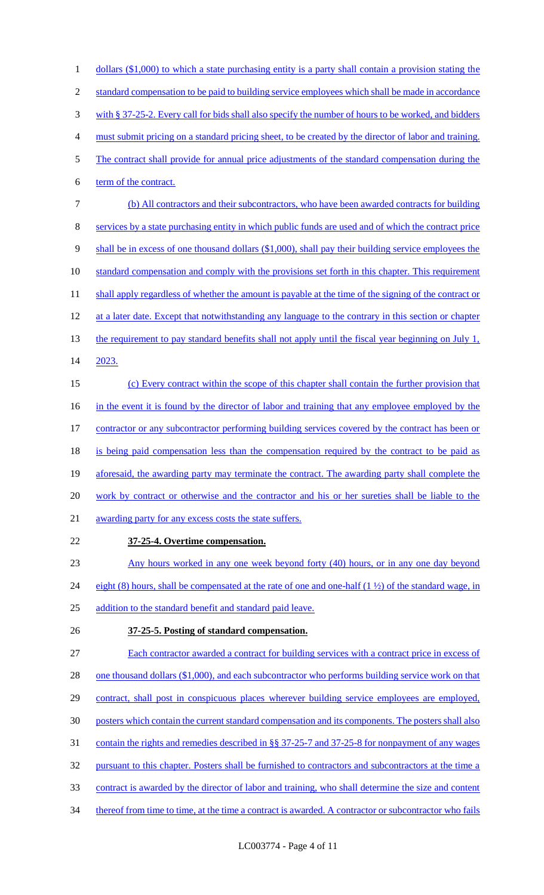dollars ($1,000) to which a state purchasing entity is a party shall contain a provision stating the standard compensation to be paid to building service employees which shall be made in accordance with § 37-25-2. Every call for bids shall also specify the number of hours to be worked, and bidders must submit pricing on a standard pricing sheet, to be created by the director of labor and training. The contract shall provide for annual price adjustments of the standard compensation during the term of the contract.

(b) All contractors and their subcontractors, who have been awarded contracts for building services by a state purchasing entity in which public funds are used and of which the contract price shall be in excess of one thousand dollars ($1,000), shall pay their building service employees the standard compensation and comply with the provisions set forth in this chapter. This requirement shall apply regardless of whether the amount is payable at the time of the signing of the contract or at a later date. Except that notwithstanding any language to the contrary in this section or chapter the requirement to pay standard benefits shall not apply until the fiscal year beginning on July 1, 2023.

(c) Every contract within the scope of this chapter shall contain the further provision that in the event it is found by the director of labor and training that any employee employed by the contractor or any subcontractor performing building services covered by the contract has been or is being paid compensation less than the compensation required by the contract to be paid as aforesaid, the awarding party may terminate the contract. The awarding party shall complete the work by contract or otherwise and the contractor and his or her sureties shall be liable to the awarding party for any excess costs the state suffers.

**37-25-4. Overtime compensation.**

Any hours worked in any one week beyond forty (40) hours, or in any one day beyond eight (8) hours, shall be compensated at the rate of one and one-half (1 ½) of the standard wage, in addition to the standard benefit and standard paid leave.

**37-25-5. Posting of standard compensation.**

Each contractor awarded a contract for building services with a contract price in excess of one thousand dollars ($1,000), and each subcontractor who performs building service work on that contract, shall post in conspicuous places wherever building service employees are employed, posters which contain the current standard compensation and its components. The posters shall also contain the rights and remedies described in §§ 37-25-7 and 37-25-8 for nonpayment of any wages pursuant to this chapter. Posters shall be furnished to contractors and subcontractors at the time a contract is awarded by the director of labor and training, who shall determine the size and content thereof from time to time, at the time a contract is awarded. A contractor or subcontractor who fails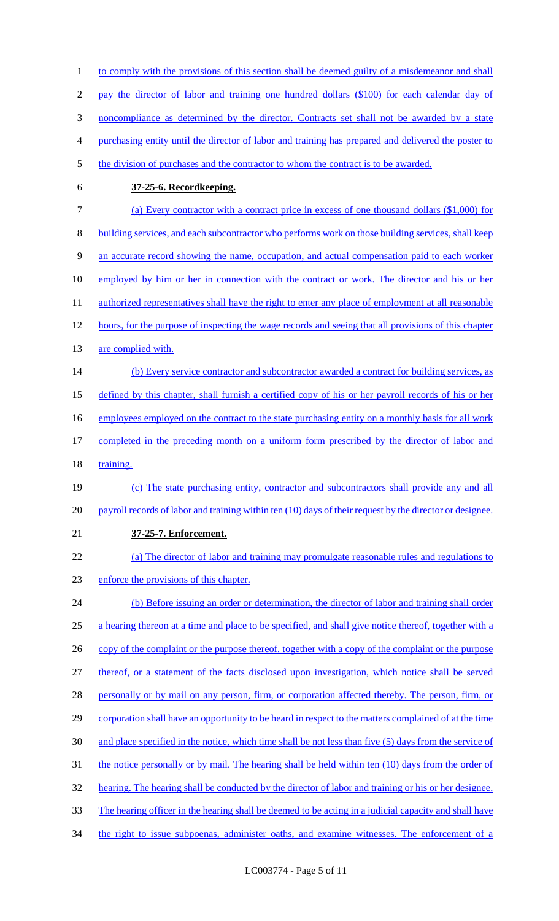to comply with the provisions of this section shall be deemed guilty of a misdemeanor and shall pay the director of labor and training one hundred dollars ($100) for each calendar day of noncompliance as determined by the director. Contracts set shall not be awarded by a state purchasing entity until the director of labor and training has prepared and delivered the poster to the division of purchases and the contractor to whom the contract is to be awarded.

**37-25-6. Recordkeeping.**

(a) Every contractor with a contract price in excess of one thousand dollars ($1,000) for building services, and each subcontractor who performs work on those building services, shall keep an accurate record showing the name, occupation, and actual compensation paid to each worker employed by him or her in connection with the contract or work. The director and his or her authorized representatives shall have the right to enter any place of employment at all reasonable hours, for the purpose of inspecting the wage records and seeing that all provisions of this chapter are complied with.

(b) Every service contractor and subcontractor awarded a contract for building services, as defined by this chapter, shall furnish a certified copy of his or her payroll records of his or her employees employed on the contract to the state purchasing entity on a monthly basis for all work completed in the preceding month on a uniform form prescribed by the director of labor and training.

(c) The state purchasing entity, contractor and subcontractors shall provide any and all payroll records of labor and training within ten (10) days of their request by the director or designee.

**37-25-7. Enforcement.**

(a) The director of labor and training may promulgate reasonable rules and regulations to enforce the provisions of this chapter.

(b) Before issuing an order or determination, the director of labor and training shall order a hearing thereon at a time and place to be specified, and shall give notice thereof, together with a copy of the complaint or the purpose thereof, together with a copy of the complaint or the purpose thereof, or a statement of the facts disclosed upon investigation, which notice shall be served personally or by mail on any person, firm, or corporation affected thereby. The person, firm, or corporation shall have an opportunity to be heard in respect to the matters complained of at the time and place specified in the notice, which time shall be not less than five (5) days from the service of the notice personally or by mail. The hearing shall be held within ten (10) days from the order of hearing. The hearing shall be conducted by the director of labor and training or his or her designee. The hearing officer in the hearing shall be deemed to be acting in a judicial capacity and shall have the right to issue subpoenas, administer oaths, and examine witnesses. The enforcement of a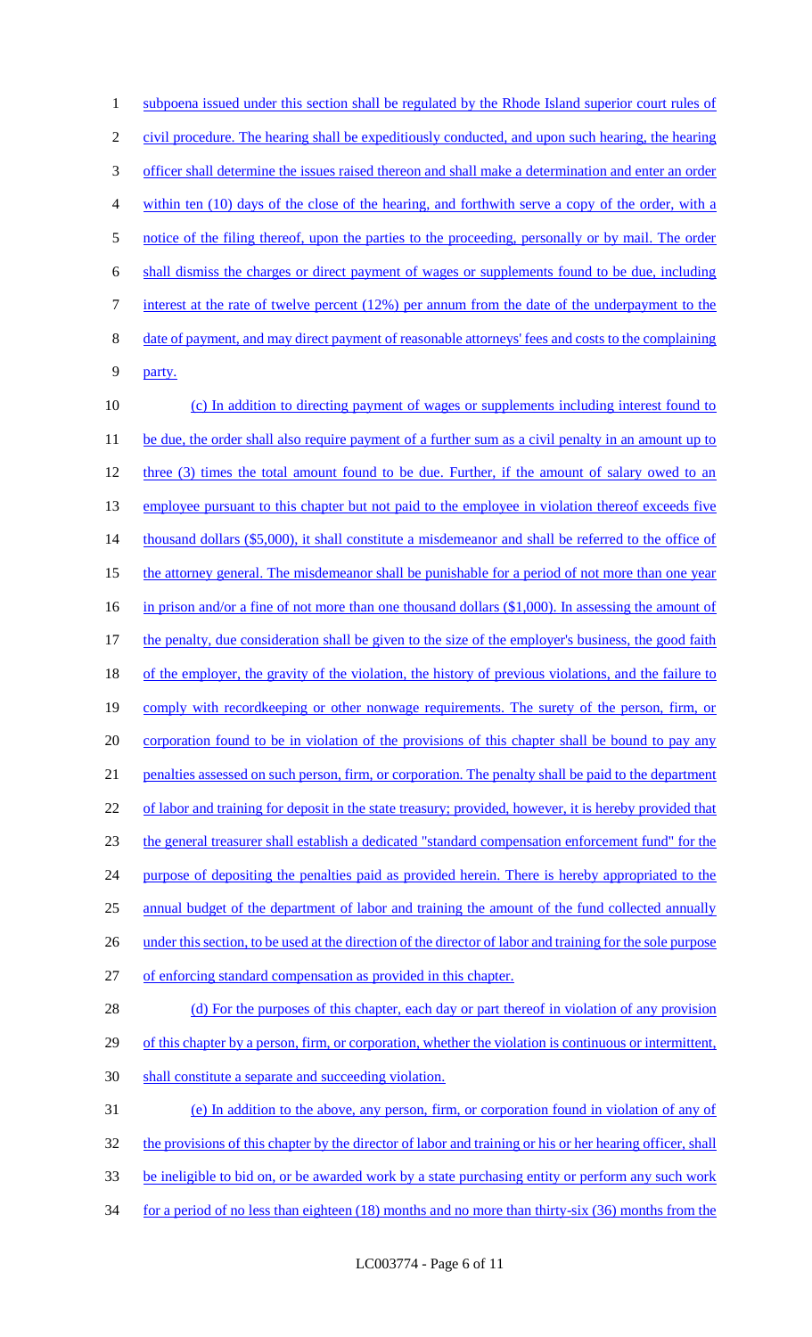subpoena issued under this section shall be regulated by the Rhode Island superior court rules of civil procedure. The hearing shall be expeditiously conducted, and upon such hearing, the hearing officer shall determine the issues raised thereon and shall make a determination and enter an order within ten (10) days of the close of the hearing, and forthwith serve a copy of the order, with a notice of the filing thereof, upon the parties to the proceeding, personally or by mail. The order shall dismiss the charges or direct payment of wages or supplements found to be due, including interest at the rate of twelve percent (12%) per annum from the date of the underpayment to the date of payment, and may direct payment of reasonable attorneys' fees and costs to the complaining party.

(c) In addition to directing payment of wages or supplements including interest found to be due, the order shall also require payment of a further sum as a civil penalty in an amount up to three (3) times the total amount found to be due. Further, if the amount of salary owed to an employee pursuant to this chapter but not paid to the employee in violation thereof exceeds five thousand dollars ($5,000), it shall constitute a misdemeanor and shall be referred to the office of the attorney general. The misdemeanor shall be punishable for a period of not more than one year in prison and/or a fine of not more than one thousand dollars ($1,000). In assessing the amount of the penalty, due consideration shall be given to the size of the employer's business, the good faith of the employer, the gravity of the violation, the history of previous violations, and the failure to comply with recordkeeping or other nonwage requirements. The surety of the person, firm, or corporation found to be in violation of the provisions of this chapter shall be bound to pay any penalties assessed on such person, firm, or corporation. The penalty shall be paid to the department of labor and training for deposit in the state treasury; provided, however, it is hereby provided that the general treasurer shall establish a dedicated "standard compensation enforcement fund" for the purpose of depositing the penalties paid as provided herein. There is hereby appropriated to the annual budget of the department of labor and training the amount of the fund collected annually under this section, to be used at the direction of the director of labor and training for the sole purpose of enforcing standard compensation as provided in this chapter.

(d) For the purposes of this chapter, each day or part thereof in violation of any provision of this chapter by a person, firm, or corporation, whether the violation is continuous or intermittent, shall constitute a separate and succeeding violation.

(e) In addition to the above, any person, firm, or corporation found in violation of any of the provisions of this chapter by the director of labor and training or his or her hearing officer, shall be ineligible to bid on, or be awarded work by a state purchasing entity or perform any such work for a period of no less than eighteen (18) months and no more than thirty-six (36) months from the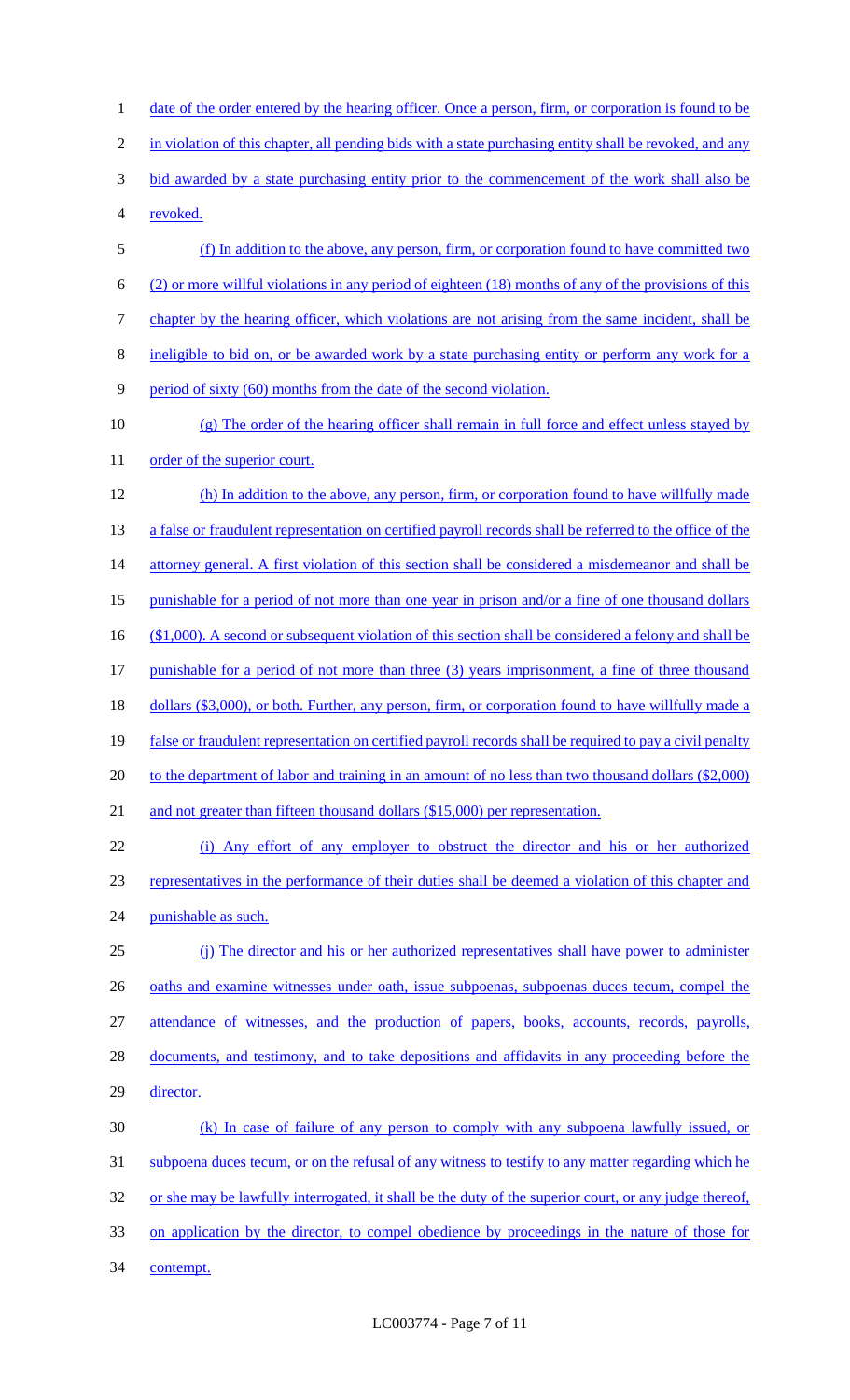date of the order entered by the hearing officer. Once a person, firm, or corporation is found to be in violation of this chapter, all pending bids with a state purchasing entity shall be revoked, and any bid awarded by a state purchasing entity prior to the commencement of the work shall also be revoked.

(f) In addition to the above, any person, firm, or corporation found to have committed two (2) or more willful violations in any period of eighteen (18) months of any of the provisions of this chapter by the hearing officer, which violations are not arising from the same incident, shall be ineligible to bid on, or be awarded work by a state purchasing entity or perform any work for a period of sixty (60) months from the date of the second violation.

(g) The order of the hearing officer shall remain in full force and effect unless stayed by order of the superior court.

(h) In addition to the above, any person, firm, or corporation found to have willfully made a false or fraudulent representation on certified payroll records shall be referred to the office of the attorney general. A first violation of this section shall be considered a misdemeanor and shall be punishable for a period of not more than one year in prison and/or a fine of one thousand dollars ($1,000). A second or subsequent violation of this section shall be considered a felony and shall be punishable for a period of not more than three (3) years imprisonment, a fine of three thousand dollars ($3,000), or both. Further, any person, firm, or corporation found to have willfully made a false or fraudulent representation on certified payroll records shall be required to pay a civil penalty to the department of labor and training in an amount of no less than two thousand dollars ($2,000) and not greater than fifteen thousand dollars ($15,000) per representation.

(i) Any effort of any employer to obstruct the director and his or her authorized representatives in the performance of their duties shall be deemed a violation of this chapter and punishable as such.

(j) The director and his or her authorized representatives shall have power to administer oaths and examine witnesses under oath, issue subpoenas, subpoenas duces tecum, compel the attendance of witnesses, and the production of papers, books, accounts, records, payrolls, documents, and testimony, and to take depositions and affidavits in any proceeding before the director.

(k) In case of failure of any person to comply with any subpoena lawfully issued, or subpoena duces tecum, or on the refusal of any witness to testify to any matter regarding which he or she may be lawfully interrogated, it shall be the duty of the superior court, or any judge thereof, on application by the director, to compel obedience by proceedings in the nature of those for contempt.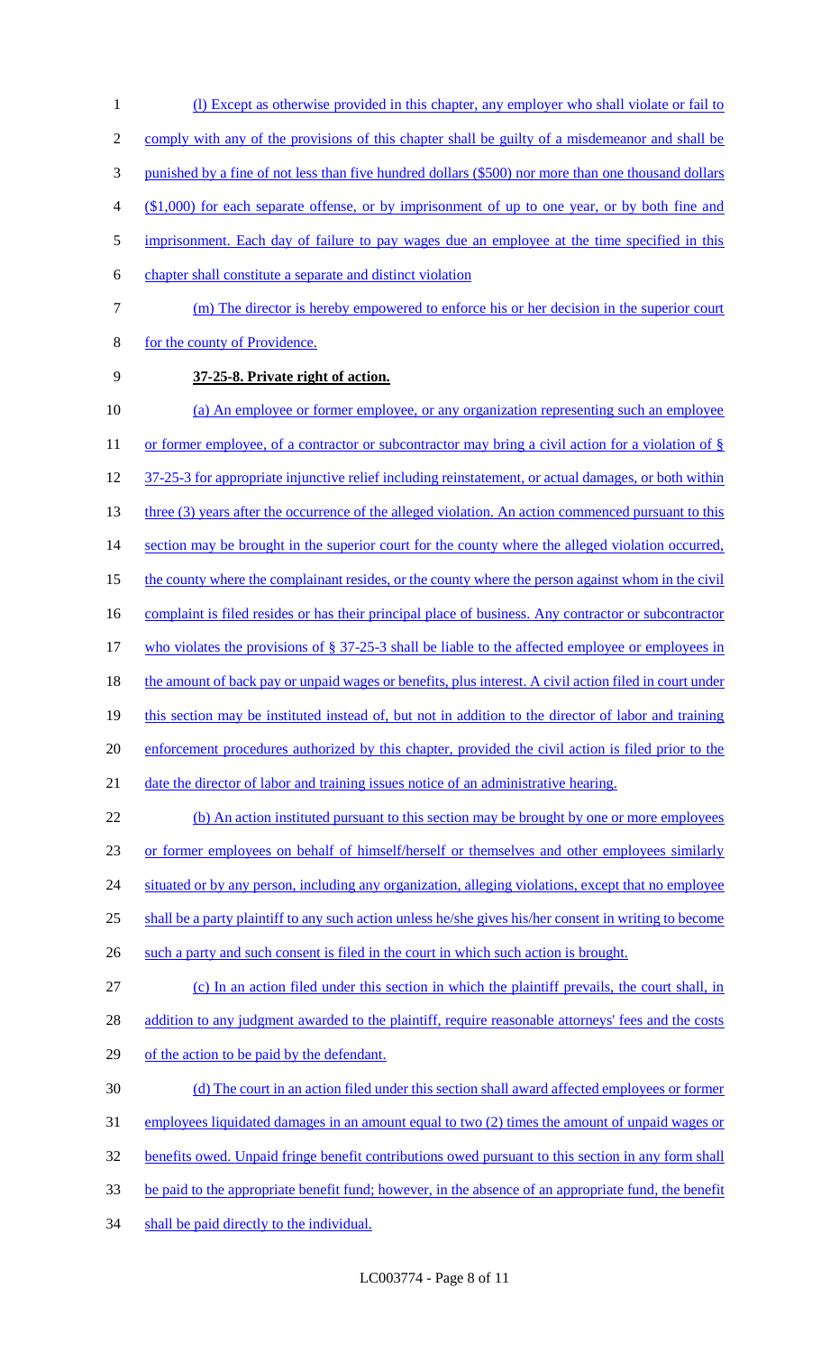(l) Except as otherwise provided in this chapter, any employer who shall violate or fail to comply with any of the provisions of this chapter shall be guilty of a misdemeanor and shall be punished by a fine of not less than five hundred dollars ($500) nor more than one thousand dollars ($1,000) for each separate offense, or by imprisonment of up to one year, or by both fine and imprisonment. Each day of failure to pay wages due an employee at the time specified in this chapter shall constitute a separate and distinct violation

(m) The director is hereby empowered to enforce his or her decision in the superior court for the county of Providence.

**37-25-8. Private right of action.**

(a) An employee or former employee, or any organization representing such an employee or former employee, of a contractor or subcontractor may bring a civil action for a violation of § 37-25-3 for appropriate injunctive relief including reinstatement, or actual damages, or both within three (3) years after the occurrence of the alleged violation. An action commenced pursuant to this section may be brought in the superior court for the county where the alleged violation occurred, the county where the complainant resides, or the county where the person against whom in the civil complaint is filed resides or has their principal place of business. Any contractor or subcontractor who violates the provisions of § 37-25-3 shall be liable to the affected employee or employees in the amount of back pay or unpaid wages or benefits, plus interest. A civil action filed in court under this section may be instituted instead of, but not in addition to the director of labor and training enforcement procedures authorized by this chapter, provided the civil action is filed prior to the date the director of labor and training issues notice of an administrative hearing.

(b) An action instituted pursuant to this section may be brought by one or more employees or former employees on behalf of himself/herself or themselves and other employees similarly situated or by any person, including any organization, alleging violations, except that no employee shall be a party plaintiff to any such action unless he/she gives his/her consent in writing to become such a party and such consent is filed in the court in which such action is brought.

(c) In an action filed under this section in which the plaintiff prevails, the court shall, in addition to any judgment awarded to the plaintiff, require reasonable attorneys' fees and the costs of the action to be paid by the defendant.

(d) The court in an action filed under this section shall award affected employees or former employees liquidated damages in an amount equal to two (2) times the amount of unpaid wages or benefits owed. Unpaid fringe benefit contributions owed pursuant to this section in any form shall be paid to the appropriate benefit fund; however, in the absence of an appropriate fund, the benefit shall be paid directly to the individual.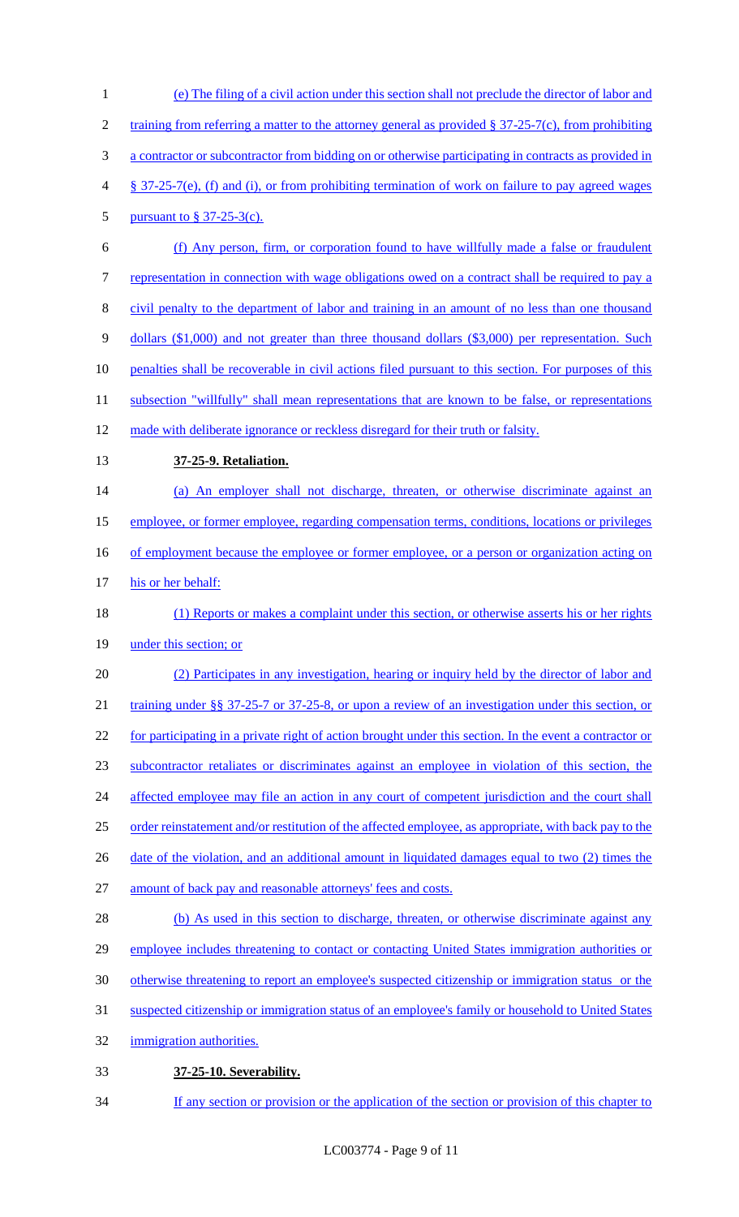(e) The filing of a civil action under this section shall not preclude the director of labor and training from referring a matter to the attorney general as provided § 37-25-7(c), from prohibiting a contractor or subcontractor from bidding on or otherwise participating in contracts as provided in § 37-25-7(e), (f) and (i), or from prohibiting termination of work on failure to pay agreed wages pursuant to § 37-25-3(c).

(f) Any person, firm, or corporation found to have willfully made a false or fraudulent representation in connection with wage obligations owed on a contract shall be required to pay a civil penalty to the department of labor and training in an amount of no less than one thousand dollars ($1,000) and not greater than three thousand dollars ($3,000) per representation. Such penalties shall be recoverable in civil actions filed pursuant to this section. For purposes of this subsection "willfully" shall mean representations that are known to be false, or representations made with deliberate ignorance or reckless disregard for their truth or falsity.

**37-25-9. Retaliation.**

(a) An employer shall not discharge, threaten, or otherwise discriminate against an employee, or former employee, regarding compensation terms, conditions, locations or privileges of employment because the employee or former employee, or a person or organization acting on his or her behalf:

(1) Reports or makes a complaint under this section, or otherwise asserts his or her rights under this section; or

(2) Participates in any investigation, hearing or inquiry held by the director of labor and training under §§ 37-25-7 or 37-25-8, or upon a review of an investigation under this section, or for participating in a private right of action brought under this section. In the event a contractor or subcontractor retaliates or discriminates against an employee in violation of this section, the affected employee may file an action in any court of competent jurisdiction and the court shall order reinstatement and/or restitution of the affected employee, as appropriate, with back pay to the date of the violation, and an additional amount in liquidated damages equal to two (2) times the amount of back pay and reasonable attorneys' fees and costs.

(b) As used in this section to discharge, threaten, or otherwise discriminate against any employee includes threatening to contact or contacting United States immigration authorities or otherwise threatening to report an employee's suspected citizenship or immigration status or the suspected citizenship or immigration status of an employee's family or household to United States immigration authorities.

**37-25-10. Severability.**

If any section or provision or the application of the section or provision of this chapter to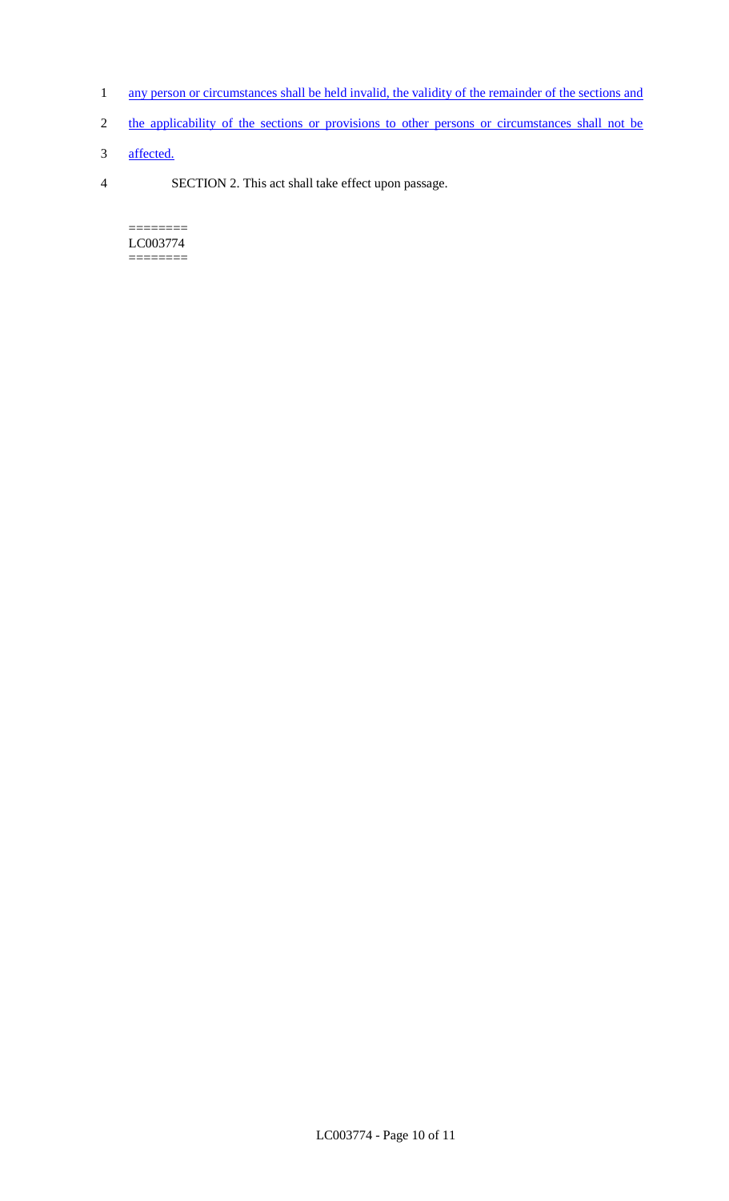any person or circumstances shall be held invalid, the validity of the remainder of the sections and the applicability of the sections or provisions to other persons or circumstances shall not be affected.

SECTION 2. This act shall take effect upon passage.

========
LC003774
========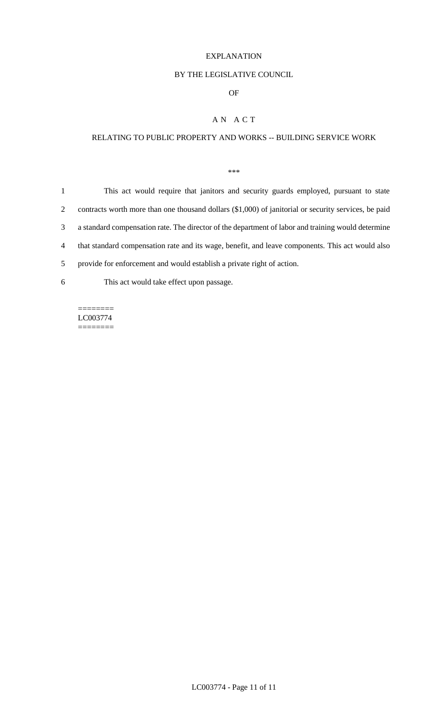EXPLANATION

BY THE LEGISLATIVE COUNCIL

OF

A N A C T

RELATING TO PUBLIC PROPERTY AND WORKS -- BUILDING SERVICE WORK

\*\*\*

This act would require that janitors and security guards employed, pursuant to state contracts worth more than one thousand dollars ($1,000) of janitorial or security services, be paid a standard compensation rate. The director of the department of labor and training would determine that standard compensation rate and its wage, benefit, and leave components. This act would also provide for enforcement and would establish a private right of action.

This act would take effect upon passage.

========
LC003774
========